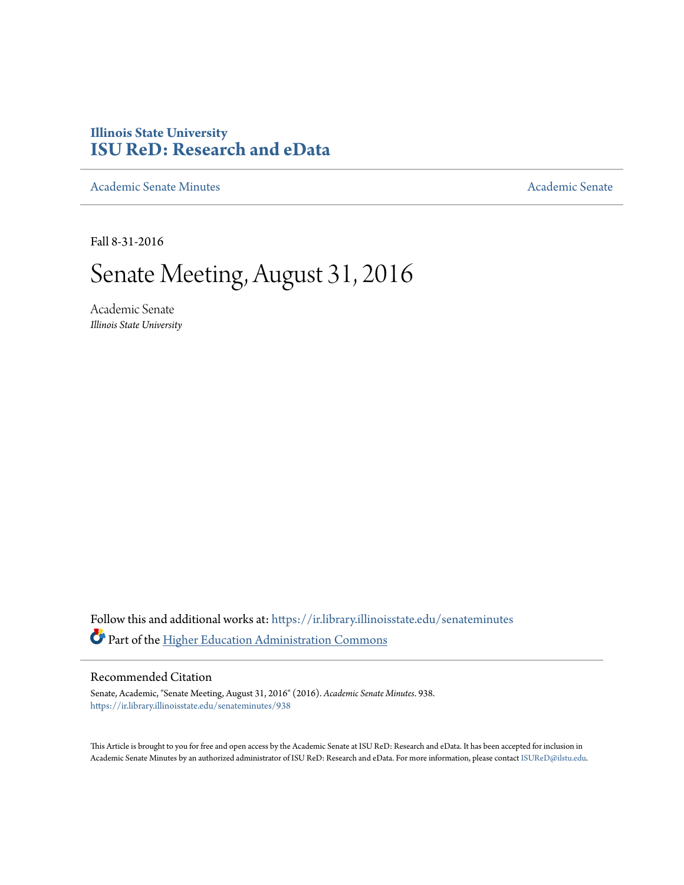# Illinois State University
# ISU ReD: Research and eData

Academic Senate Minutes | Academic Senate

Fall 8-31-2016

# Senate Meeting, August 31, 2016

Academic Senate
*Illinois State University*

Follow this and additional works at: https://ir.library.illinoisstate.edu/senateminutes

Part of the Higher Education Administration Commons

## Recommended Citation

Senate, Academic, "Senate Meeting, August 31, 2016" (2016). *Academic Senate Minutes*. 938.
https://ir.library.illinoisstate.edu/senateminutes/938

This Article is brought to you for free and open access by the Academic Senate at ISU ReD: Research and eData. It has been accepted for inclusion in Academic Senate Minutes by an authorized administrator of ISU ReD: Research and eData. For more information, please contact ISUReD@ilstu.edu.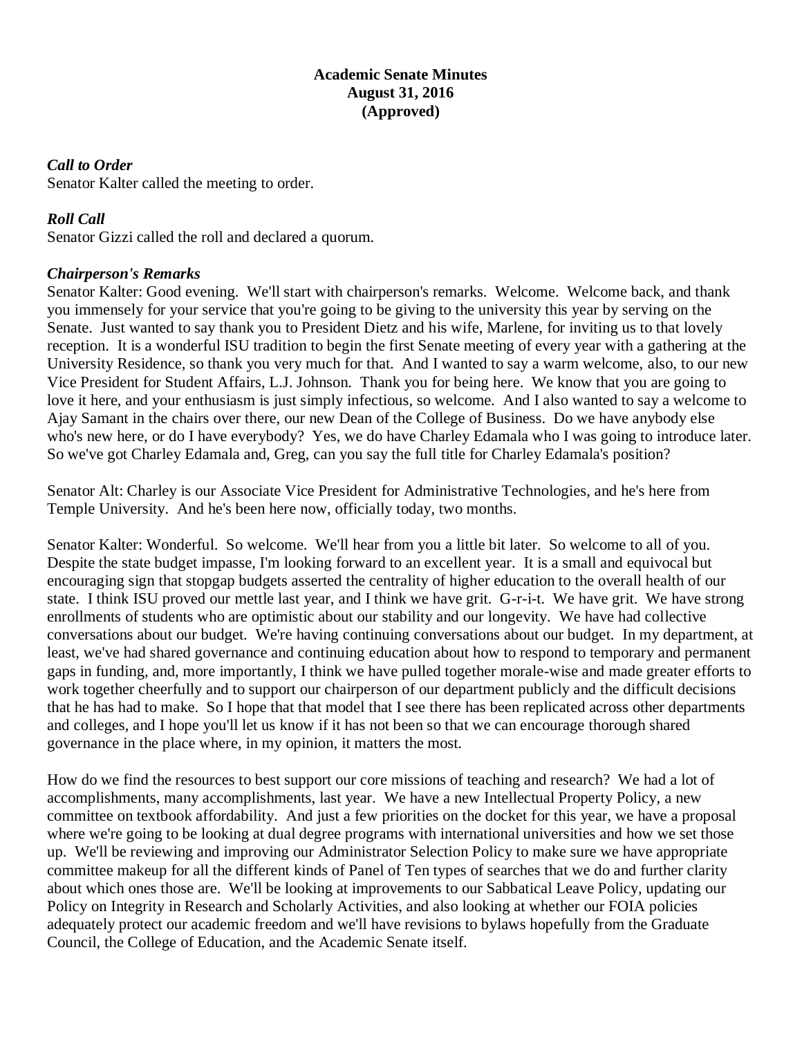**Academic Senate Minutes**
**August 31, 2016**
**(Approved)**

***Call to Order***
Senator Kalter called the meeting to order.

***Roll Call***
Senator Gizzi called the roll and declared a quorum.

***Chairperson's Remarks***
Senator Kalter: Good evening. We'll start with chairperson's remarks. Welcome. Welcome back, and thank you immensely for your service that you're going to be giving to the university this year by serving on the Senate. Just wanted to say thank you to President Dietz and his wife, Marlene, for inviting us to that lovely reception. It is a wonderful ISU tradition to begin the first Senate meeting of every year with a gathering at the University Residence, so thank you very much for that. And I wanted to say a warm welcome, also, to our new Vice President for Student Affairs, L.J. Johnson. Thank you for being here. We know that you are going to love it here, and your enthusiasm is just simply infectious, so welcome. And I also wanted to say a welcome to Ajay Samant in the chairs over there, our new Dean of the College of Business. Do we have anybody else who's new here, or do I have everybody? Yes, we do have Charley Edamala who I was going to introduce later. So we've got Charley Edamala and, Greg, can you say the full title for Charley Edamala's position?

Senator Alt: Charley is our Associate Vice President for Administrative Technologies, and he's here from Temple University. And he's been here now, officially today, two months.

Senator Kalter: Wonderful. So welcome. We'll hear from you a little bit later. So welcome to all of you. Despite the state budget impasse, I'm looking forward to an excellent year. It is a small and equivocal but encouraging sign that stopgap budgets asserted the centrality of higher education to the overall health of our state. I think ISU proved our mettle last year, and I think we have grit. G-r-i-t. We have grit. We have strong enrollments of students who are optimistic about our stability and our longevity. We have had collective conversations about our budget. We're having continuing conversations about our budget. In my department, at least, we've had shared governance and continuing education about how to respond to temporary and permanent gaps in funding, and, more importantly, I think we have pulled together morale-wise and made greater efforts to work together cheerfully and to support our chairperson of our department publicly and the difficult decisions that he has had to make. So I hope that that model that I see there has been replicated across other departments and colleges, and I hope you'll let us know if it has not been so that we can encourage thorough shared governance in the place where, in my opinion, it matters the most.

How do we find the resources to best support our core missions of teaching and research? We had a lot of accomplishments, many accomplishments, last year. We have a new Intellectual Property Policy, a new committee on textbook affordability. And just a few priorities on the docket for this year, we have a proposal where we're going to be looking at dual degree programs with international universities and how we set those up. We'll be reviewing and improving our Administrator Selection Policy to make sure we have appropriate committee makeup for all the different kinds of Panel of Ten types of searches that we do and further clarity about which ones those are. We'll be looking at improvements to our Sabbatical Leave Policy, updating our Policy on Integrity in Research and Scholarly Activities, and also looking at whether our FOIA policies adequately protect our academic freedom and we'll have revisions to bylaws hopefully from the Graduate Council, the College of Education, and the Academic Senate itself.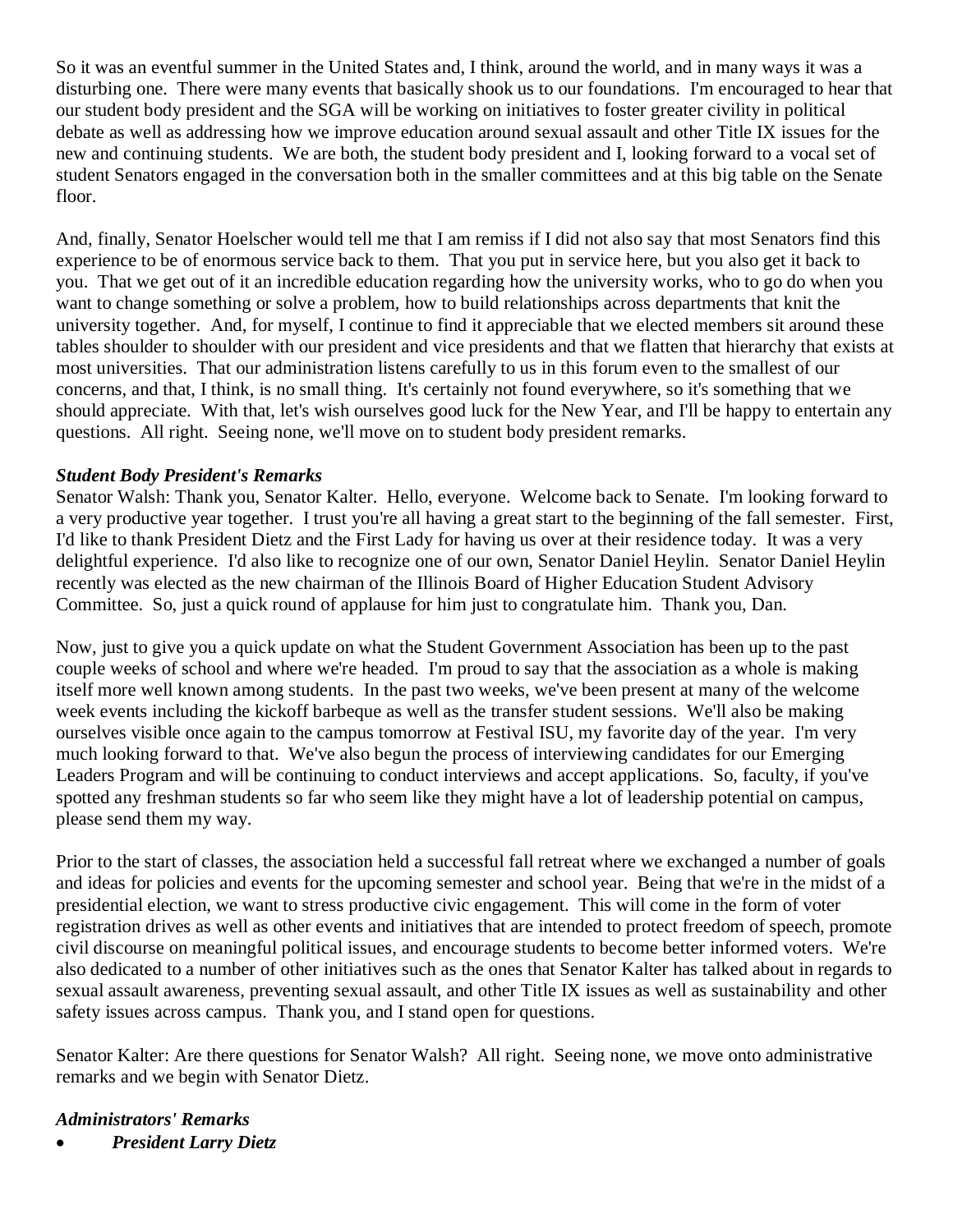So it was an eventful summer in the United States and, I think, around the world, and in many ways it was a disturbing one. There were many events that basically shook us to our foundations. I'm encouraged to hear that our student body president and the SGA will be working on initiatives to foster greater civility in political debate as well as addressing how we improve education around sexual assault and other Title IX issues for the new and continuing students. We are both, the student body president and I, looking forward to a vocal set of student Senators engaged in the conversation both in the smaller committees and at this big table on the Senate floor.

And, finally, Senator Hoelscher would tell me that I am remiss if I did not also say that most Senators find this experience to be of enormous service back to them. That you put in service here, but you also get it back to you. That we get out of it an incredible education regarding how the university works, who to go do when you want to change something or solve a problem, how to build relationships across departments that knit the university together. And, for myself, I continue to find it appreciable that we elected members sit around these tables shoulder to shoulder with our president and vice presidents and that we flatten that hierarchy that exists at most universities. That our administration listens carefully to us in this forum even to the smallest of our concerns, and that, I think, is no small thing. It's certainly not found everywhere, so it's something that we should appreciate. With that, let's wish ourselves good luck for the New Year, and I'll be happy to entertain any questions. All right. Seeing none, we'll move on to student body president remarks.

***Student Body President's Remarks***

Senator Walsh: Thank you, Senator Kalter. Hello, everyone. Welcome back to Senate. I'm looking forward to a very productive year together. I trust you're all having a great start to the beginning of the fall semester. First, I'd like to thank President Dietz and the First Lady for having us over at their residence today. It was a very delightful experience. I'd also like to recognize one of our own, Senator Daniel Heylin. Senator Daniel Heylin recently was elected as the new chairman of the Illinois Board of Higher Education Student Advisory Committee. So, just a quick round of applause for him just to congratulate him. Thank you, Dan.

Now, just to give you a quick update on what the Student Government Association has been up to the past couple weeks of school and where we're headed. I'm proud to say that the association as a whole is making itself more well known among students. In the past two weeks, we've been present at many of the welcome week events including the kickoff barbeque as well as the transfer student sessions. We'll also be making ourselves visible once again to the campus tomorrow at Festival ISU, my favorite day of the year. I'm very much looking forward to that. We've also begun the process of interviewing candidates for our Emerging Leaders Program and will be continuing to conduct interviews and accept applications. So, faculty, if you've spotted any freshman students so far who seem like they might have a lot of leadership potential on campus, please send them my way.

Prior to the start of classes, the association held a successful fall retreat where we exchanged a number of goals and ideas for policies and events for the upcoming semester and school year. Being that we're in the midst of a presidential election, we want to stress productive civic engagement. This will come in the form of voter registration drives as well as other events and initiatives that are intended to protect freedom of speech, promote civil discourse on meaningful political issues, and encourage students to become better informed voters. We're also dedicated to a number of other initiatives such as the ones that Senator Kalter has talked about in regards to sexual assault awareness, preventing sexual assault, and other Title IX issues as well as sustainability and other safety issues across campus. Thank you, and I stand open for questions.

Senator Kalter: Are there questions for Senator Walsh? All right. Seeing none, we move onto administrative remarks and we begin with Senator Dietz.

***Administrators' Remarks***

- ***President Larry Dietz***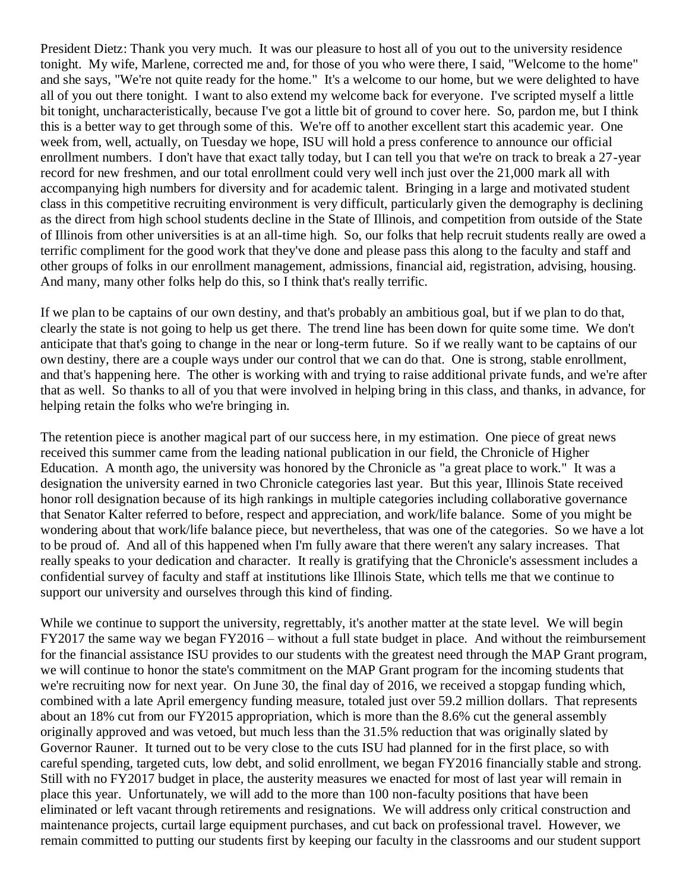President Dietz: Thank you very much. It was our pleasure to host all of you out to the university residence tonight. My wife, Marlene, corrected me and, for those of you who were there, I said, "Welcome to the home" and she says, "We're not quite ready for the home." It's a welcome to our home, but we were delighted to have all of you out there tonight. I want to also extend my welcome back for everyone. I've scripted myself a little bit tonight, uncharacteristically, because I've got a little bit of ground to cover here. So, pardon me, but I think this is a better way to get through some of this. We're off to another excellent start this academic year. One week from, well, actually, on Tuesday we hope, ISU will hold a press conference to announce our official enrollment numbers. I don't have that exact tally today, but I can tell you that we're on track to break a 27-year record for new freshmen, and our total enrollment could very well inch just over the 21,000 mark all with accompanying high numbers for diversity and for academic talent. Bringing in a large and motivated student class in this competitive recruiting environment is very difficult, particularly given the demography is declining as the direct from high school students decline in the State of Illinois, and competition from outside of the State of Illinois from other universities is at an all-time high. So, our folks that help recruit students really are owed a terrific compliment for the good work that they've done and please pass this along to the faculty and staff and other groups of folks in our enrollment management, admissions, financial aid, registration, advising, housing. And many, many other folks help do this, so I think that's really terrific.

If we plan to be captains of our own destiny, and that's probably an ambitious goal, but if we plan to do that, clearly the state is not going to help us get there. The trend line has been down for quite some time. We don't anticipate that that's going to change in the near or long-term future. So if we really want to be captains of our own destiny, there are a couple ways under our control that we can do that. One is strong, stable enrollment, and that's happening here. The other is working with and trying to raise additional private funds, and we're after that as well. So thanks to all of you that were involved in helping bring in this class, and thanks, in advance, for helping retain the folks who we're bringing in.

The retention piece is another magical part of our success here, in my estimation. One piece of great news received this summer came from the leading national publication in our field, the Chronicle of Higher Education. A month ago, the university was honored by the Chronicle as "a great place to work." It was a designation the university earned in two Chronicle categories last year. But this year, Illinois State received honor roll designation because of its high rankings in multiple categories including collaborative governance that Senator Kalter referred to before, respect and appreciation, and work/life balance. Some of you might be wondering about that work/life balance piece, but nevertheless, that was one of the categories. So we have a lot to be proud of. And all of this happened when I'm fully aware that there weren't any salary increases. That really speaks to your dedication and character. It really is gratifying that the Chronicle's assessment includes a confidential survey of faculty and staff at institutions like Illinois State, which tells me that we continue to support our university and ourselves through this kind of finding.

While we continue to support the university, regrettably, it's another matter at the state level. We will begin FY2017 the same way we began FY2016 – without a full state budget in place. And without the reimbursement for the financial assistance ISU provides to our students with the greatest need through the MAP Grant program, we will continue to honor the state's commitment on the MAP Grant program for the incoming students that we're recruiting now for next year. On June 30, the final day of 2016, we received a stopgap funding which, combined with a late April emergency funding measure, totaled just over 59.2 million dollars. That represents about an 18% cut from our FY2015 appropriation, which is more than the 8.6% cut the general assembly originally approved and was vetoed, but much less than the 31.5% reduction that was originally slated by Governor Rauner. It turned out to be very close to the cuts ISU had planned for in the first place, so with careful spending, targeted cuts, low debt, and solid enrollment, we began FY2016 financially stable and strong. Still with no FY2017 budget in place, the austerity measures we enacted for most of last year will remain in place this year. Unfortunately, we will add to the more than 100 non-faculty positions that have been eliminated or left vacant through retirements and resignations. We will address only critical construction and maintenance projects, curtail large equipment purchases, and cut back on professional travel. However, we remain committed to putting our students first by keeping our faculty in the classrooms and our student support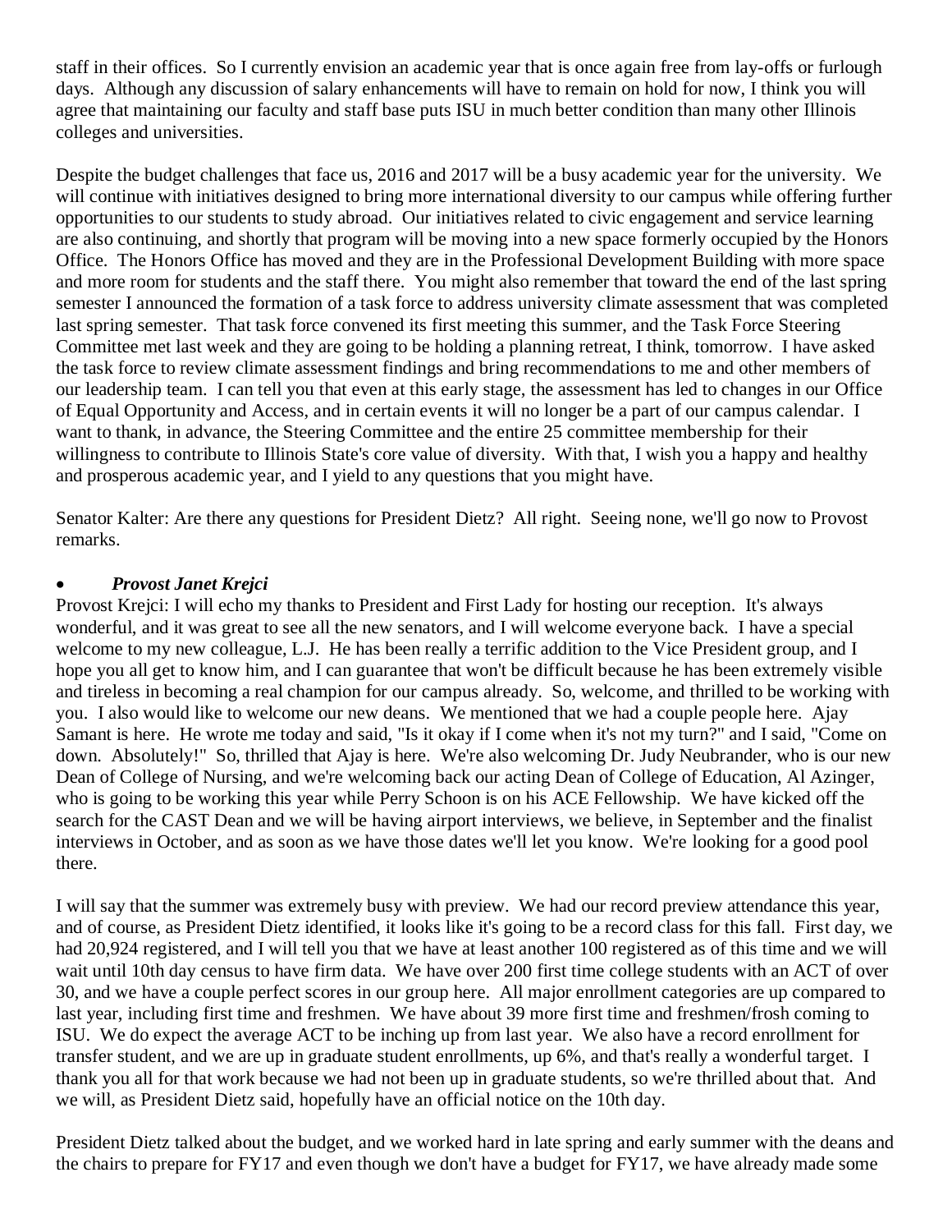staff in their offices. So I currently envision an academic year that is once again free from lay-offs or furlough days. Although any discussion of salary enhancements will have to remain on hold for now, I think you will agree that maintaining our faculty and staff base puts ISU in much better condition than many other Illinois colleges and universities.

Despite the budget challenges that face us, 2016 and 2017 will be a busy academic year for the university. We will continue with initiatives designed to bring more international diversity to our campus while offering further opportunities to our students to study abroad. Our initiatives related to civic engagement and service learning are also continuing, and shortly that program will be moving into a new space formerly occupied by the Honors Office. The Honors Office has moved and they are in the Professional Development Building with more space and more room for students and the staff there. You might also remember that toward the end of the last spring semester I announced the formation of a task force to address university climate assessment that was completed last spring semester. That task force convened its first meeting this summer, and the Task Force Steering Committee met last week and they are going to be holding a planning retreat, I think, tomorrow. I have asked the task force to review climate assessment findings and bring recommendations to me and other members of our leadership team. I can tell you that even at this early stage, the assessment has led to changes in our Office of Equal Opportunity and Access, and in certain events it will no longer be a part of our campus calendar. I want to thank, in advance, the Steering Committee and the entire 25 committee membership for their willingness to contribute to Illinois State's core value of diversity. With that, I wish you a happy and healthy and prosperous academic year, and I yield to any questions that you might have.

Senator Kalter: Are there any questions for President Dietz? All right. Seeing none, we'll go now to Provost remarks.

- ***Provost Janet Krejci***

Provost Krejci: I will echo my thanks to President and First Lady for hosting our reception. It's always wonderful, and it was great to see all the new senators, and I will welcome everyone back. I have a special welcome to my new colleague, L.J. He has been really a terrific addition to the Vice President group, and I hope you all get to know him, and I can guarantee that won't be difficult because he has been extremely visible and tireless in becoming a real champion for our campus already. So, welcome, and thrilled to be working with you. I also would like to welcome our new deans. We mentioned that we had a couple people here. Ajay Samant is here. He wrote me today and said, "Is it okay if I come when it's not my turn?" and I said, "Come on down. Absolutely!" So, thrilled that Ajay is here. We're also welcoming Dr. Judy Neubrander, who is our new Dean of College of Nursing, and we're welcoming back our acting Dean of College of Education, Al Azinger, who is going to be working this year while Perry Schoon is on his ACE Fellowship. We have kicked off the search for the CAST Dean and we will be having airport interviews, we believe, in September and the finalist interviews in October, and as soon as we have those dates we'll let you know. We're looking for a good pool there.

I will say that the summer was extremely busy with preview. We had our record preview attendance this year, and of course, as President Dietz identified, it looks like it's going to be a record class for this fall. First day, we had 20,924 registered, and I will tell you that we have at least another 100 registered as of this time and we will wait until 10th day census to have firm data. We have over 200 first time college students with an ACT of over 30, and we have a couple perfect scores in our group here. All major enrollment categories are up compared to last year, including first time and freshmen. We have about 39 more first time and freshmen/frosh coming to ISU. We do expect the average ACT to be inching up from last year. We also have a record enrollment for transfer student, and we are up in graduate student enrollments, up 6%, and that's really a wonderful target. I thank you all for that work because we had not been up in graduate students, so we're thrilled about that. And we will, as President Dietz said, hopefully have an official notice on the 10th day.

President Dietz talked about the budget, and we worked hard in late spring and early summer with the deans and the chairs to prepare for FY17 and even though we don't have a budget for FY17, we have already made some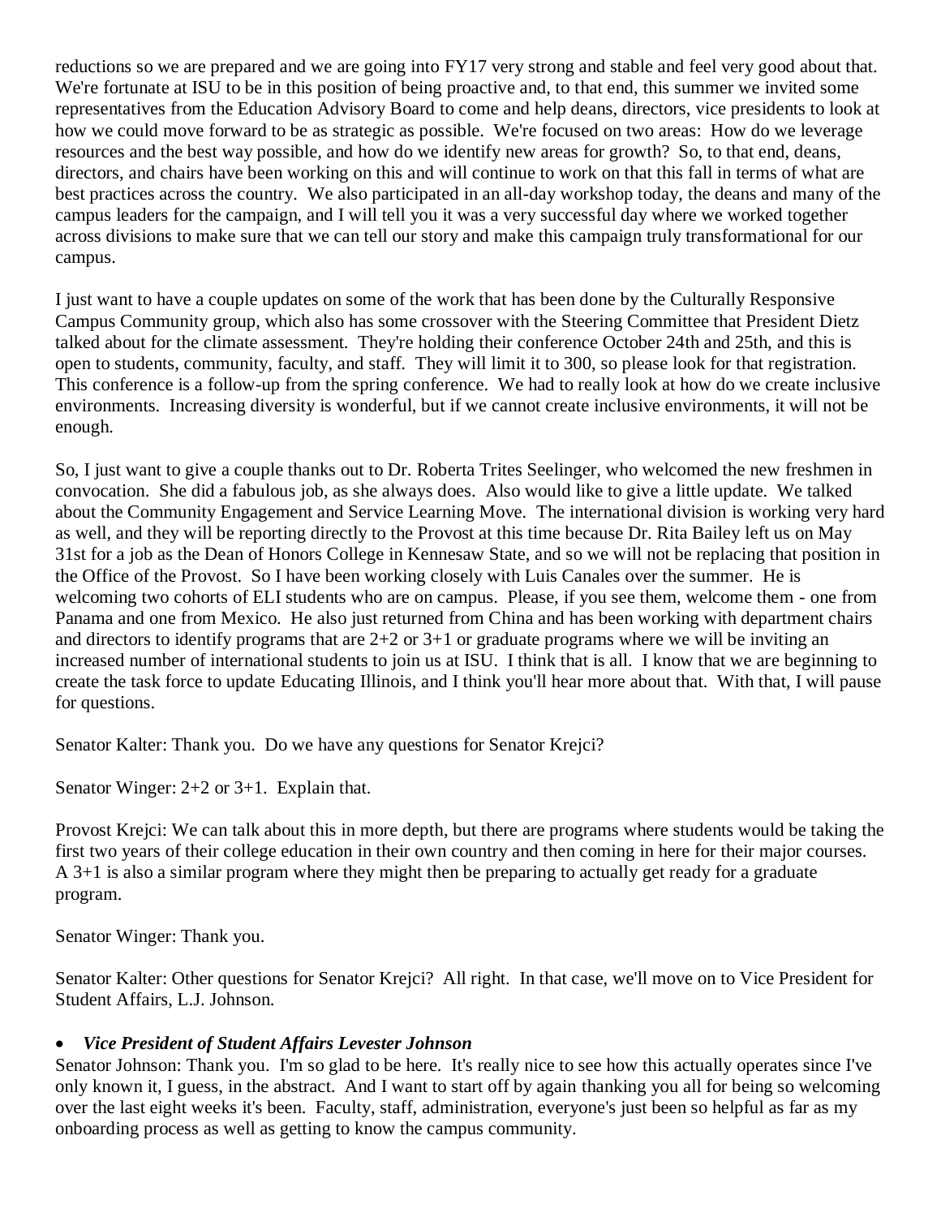reductions so we are prepared and we are going into FY17 very strong and stable and feel very good about that. We're fortunate at ISU to be in this position of being proactive and, to that end, this summer we invited some representatives from the Education Advisory Board to come and help deans, directors, vice presidents to look at how we could move forward to be as strategic as possible. We're focused on two areas: How do we leverage resources and the best way possible, and how do we identify new areas for growth? So, to that end, deans, directors, and chairs have been working on this and will continue to work on that this fall in terms of what are best practices across the country. We also participated in an all-day workshop today, the deans and many of the campus leaders for the campaign, and I will tell you it was a very successful day where we worked together across divisions to make sure that we can tell our story and make this campaign truly transformational for our campus.

I just want to have a couple updates on some of the work that has been done by the Culturally Responsive Campus Community group, which also has some crossover with the Steering Committee that President Dietz talked about for the climate assessment. They're holding their conference October 24th and 25th, and this is open to students, community, faculty, and staff. They will limit it to 300, so please look for that registration. This conference is a follow-up from the spring conference. We had to really look at how do we create inclusive environments. Increasing diversity is wonderful, but if we cannot create inclusive environments, it will not be enough.

So, I just want to give a couple thanks out to Dr. Roberta Trites Seelinger, who welcomed the new freshmen in convocation. She did a fabulous job, as she always does. Also would like to give a little update. We talked about the Community Engagement and Service Learning Move. The international division is working very hard as well, and they will be reporting directly to the Provost at this time because Dr. Rita Bailey left us on May 31st for a job as the Dean of Honors College in Kennesaw State, and so we will not be replacing that position in the Office of the Provost. So I have been working closely with Luis Canales over the summer. He is welcoming two cohorts of ELI students who are on campus. Please, if you see them, welcome them - one from Panama and one from Mexico. He also just returned from China and has been working with department chairs and directors to identify programs that are 2+2 or 3+1 or graduate programs where we will be inviting an increased number of international students to join us at ISU. I think that is all. I know that we are beginning to create the task force to update Educating Illinois, and I think you'll hear more about that. With that, I will pause for questions.

Senator Kalter: Thank you. Do we have any questions for Senator Krejci?

Senator Winger: 2+2 or 3+1. Explain that.

Provost Krejci: We can talk about this in more depth, but there are programs where students would be taking the first two years of their college education in their own country and then coming in here for their major courses. A 3+1 is also a similar program where they might then be preparing to actually get ready for a graduate program.

Senator Winger: Thank you.

Senator Kalter: Other questions for Senator Krejci? All right. In that case, we'll move on to Vice President for Student Affairs, L.J. Johnson.

- ***Vice President of Student Affairs Levester Johnson***

Senator Johnson: Thank you. I'm so glad to be here. It's really nice to see how this actually operates since I've only known it, I guess, in the abstract. And I want to start off by again thanking you all for being so welcoming over the last eight weeks it's been. Faculty, staff, administration, everyone's just been so helpful as far as my onboarding process as well as getting to know the campus community.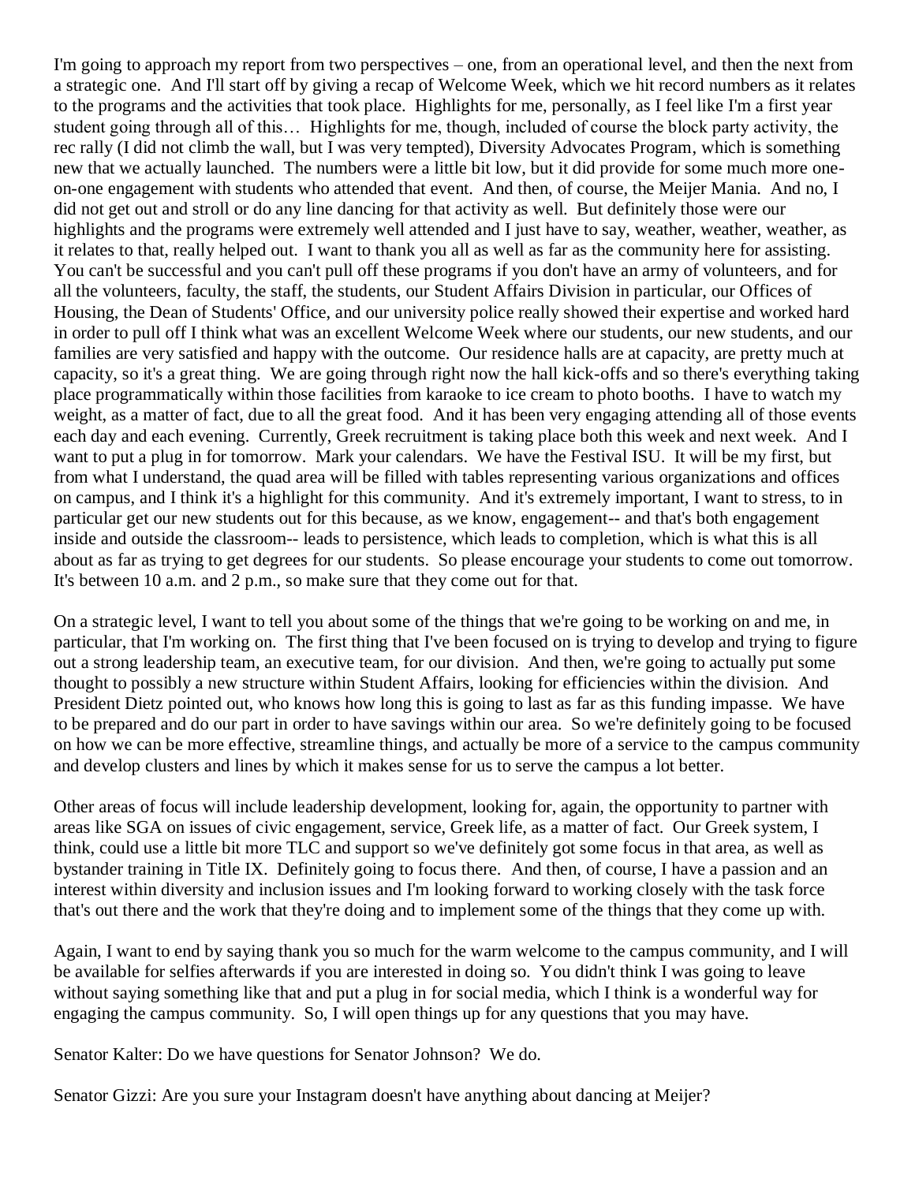I'm going to approach my report from two perspectives – one, from an operational level, and then the next from a strategic one. And I'll start off by giving a recap of Welcome Week, which we hit record numbers as it relates to the programs and the activities that took place. Highlights for me, personally, as I feel like I'm a first year student going through all of this… Highlights for me, though, included of course the block party activity, the rec rally (I did not climb the wall, but I was very tempted), Diversity Advocates Program, which is something new that we actually launched. The numbers were a little bit low, but it did provide for some much more one-on-one engagement with students who attended that event. And then, of course, the Meijer Mania. And no, I did not get out and stroll or do any line dancing for that activity as well. But definitely those were our highlights and the programs were extremely well attended and I just have to say, weather, weather, weather, as it relates to that, really helped out. I want to thank you all as well as far as the community here for assisting. You can't be successful and you can't pull off these programs if you don't have an army of volunteers, and for all the volunteers, faculty, the staff, the students, our Student Affairs Division in particular, our Offices of Housing, the Dean of Students' Office, and our university police really showed their expertise and worked hard in order to pull off I think what was an excellent Welcome Week where our students, our new students, and our families are very satisfied and happy with the outcome. Our residence halls are at capacity, are pretty much at capacity, so it's a great thing. We are going through right now the hall kick-offs and so there's everything taking place programmatically within those facilities from karaoke to ice cream to photo booths. I have to watch my weight, as a matter of fact, due to all the great food. And it has been very engaging attending all of those events each day and each evening. Currently, Greek recruitment is taking place both this week and next week. And I want to put a plug in for tomorrow. Mark your calendars. We have the Festival ISU. It will be my first, but from what I understand, the quad area will be filled with tables representing various organizations and offices on campus, and I think it's a highlight for this community. And it's extremely important, I want to stress, to in particular get our new students out for this because, as we know, engagement-- and that's both engagement inside and outside the classroom-- leads to persistence, which leads to completion, which is what this is all about as far as trying to get degrees for our students. So please encourage your students to come out tomorrow. It's between 10 a.m. and 2 p.m., so make sure that they come out for that.

On a strategic level, I want to tell you about some of the things that we're going to be working on and me, in particular, that I'm working on. The first thing that I've been focused on is trying to develop and trying to figure out a strong leadership team, an executive team, for our division. And then, we're going to actually put some thought to possibly a new structure within Student Affairs, looking for efficiencies within the division. And President Dietz pointed out, who knows how long this is going to last as far as this funding impasse. We have to be prepared and do our part in order to have savings within our area. So we're definitely going to be focused on how we can be more effective, streamline things, and actually be more of a service to the campus community and develop clusters and lines by which it makes sense for us to serve the campus a lot better.

Other areas of focus will include leadership development, looking for, again, the opportunity to partner with areas like SGA on issues of civic engagement, service, Greek life, as a matter of fact. Our Greek system, I think, could use a little bit more TLC and support so we've definitely got some focus in that area, as well as bystander training in Title IX. Definitely going to focus there. And then, of course, I have a passion and an interest within diversity and inclusion issues and I'm looking forward to working closely with the task force that's out there and the work that they're doing and to implement some of the things that they come up with.

Again, I want to end by saying thank you so much for the warm welcome to the campus community, and I will be available for selfies afterwards if you are interested in doing so. You didn't think I was going to leave without saying something like that and put a plug in for social media, which I think is a wonderful way for engaging the campus community. So, I will open things up for any questions that you may have.

Senator Kalter: Do we have questions for Senator Johnson? We do.

Senator Gizzi: Are you sure your Instagram doesn't have anything about dancing at Meijer?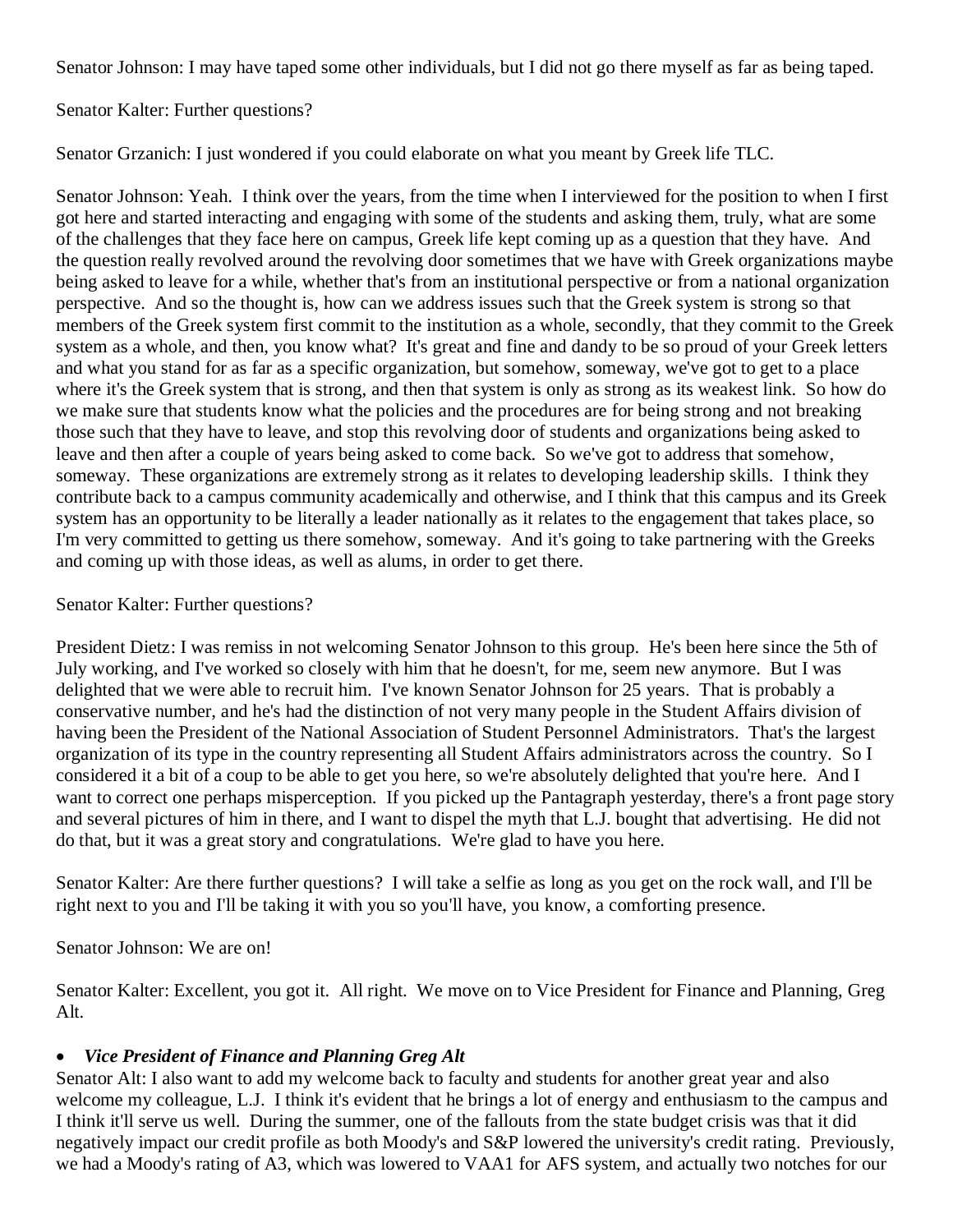Senator Johnson: I may have taped some other individuals, but I did not go there myself as far as being taped.

Senator Kalter: Further questions?

Senator Grzanich: I just wondered if you could elaborate on what you meant by Greek life TLC.

Senator Johnson: Yeah. I think over the years, from the time when I interviewed for the position to when I first got here and started interacting and engaging with some of the students and asking them, truly, what are some of the challenges that they face here on campus, Greek life kept coming up as a question that they have. And the question really revolved around the revolving door sometimes that we have with Greek organizations maybe being asked to leave for a while, whether that's from an institutional perspective or from a national organization perspective. And so the thought is, how can we address issues such that the Greek system is strong so that members of the Greek system first commit to the institution as a whole, secondly, that they commit to the Greek system as a whole, and then, you know what? It's great and fine and dandy to be so proud of your Greek letters and what you stand for as far as a specific organization, but somehow, someway, we've got to get to a place where it's the Greek system that is strong, and then that system is only as strong as its weakest link. So how do we make sure that students know what the policies and the procedures are for being strong and not breaking those such that they have to leave, and stop this revolving door of students and organizations being asked to leave and then after a couple of years being asked to come back. So we've got to address that somehow, someway. These organizations are extremely strong as it relates to developing leadership skills. I think they contribute back to a campus community academically and otherwise, and I think that this campus and its Greek system has an opportunity to be literally a leader nationally as it relates to the engagement that takes place, so I'm very committed to getting us there somehow, someway. And it's going to take partnering with the Greeks and coming up with those ideas, as well as alums, in order to get there.

Senator Kalter: Further questions?

President Dietz: I was remiss in not welcoming Senator Johnson to this group. He's been here since the 5th of July working, and I've worked so closely with him that he doesn't, for me, seem new anymore. But I was delighted that we were able to recruit him. I've known Senator Johnson for 25 years. That is probably a conservative number, and he's had the distinction of not very many people in the Student Affairs division of having been the President of the National Association of Student Personnel Administrators. That's the largest organization of its type in the country representing all Student Affairs administrators across the country. So I considered it a bit of a coup to be able to get you here, so we're absolutely delighted that you're here. And I want to correct one perhaps misperception. If you picked up the Pantagraph yesterday, there's a front page story and several pictures of him in there, and I want to dispel the myth that L.J. bought that advertising. He did not do that, but it was a great story and congratulations. We're glad to have you here.

Senator Kalter: Are there further questions? I will take a selfie as long as you get on the rock wall, and I'll be right next to you and I'll be taking it with you so you'll have, you know, a comforting presence.

Senator Johnson: We are on!

Senator Kalter: Excellent, you got it. All right. We move on to Vice President for Finance and Planning, Greg Alt.

- ***Vice President of Finance and Planning Greg Alt***

Senator Alt: I also want to add my welcome back to faculty and students for another great year and also welcome my colleague, L.J. I think it's evident that he brings a lot of energy and enthusiasm to the campus and I think it'll serve us well. During the summer, one of the fallouts from the state budget crisis was that it did negatively impact our credit profile as both Moody's and S&P lowered the university's credit rating. Previously, we had a Moody's rating of A3, which was lowered to VAA1 for AFS system, and actually two notches for our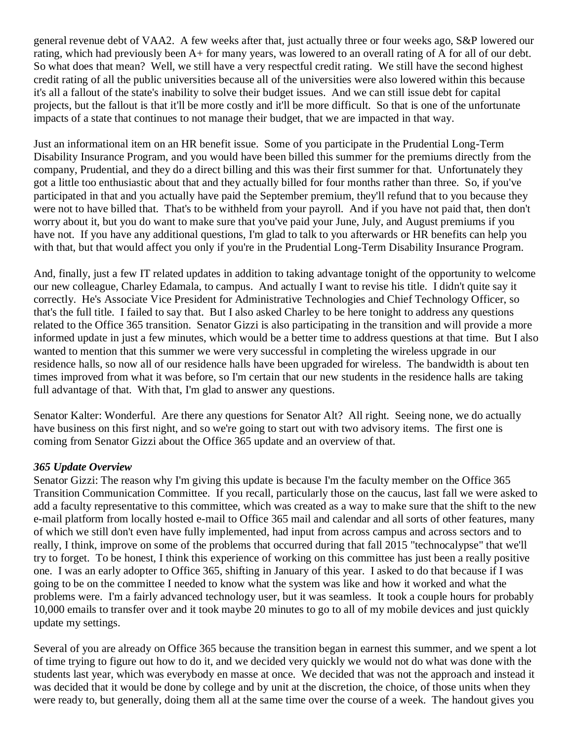general revenue debt of VAA2. A few weeks after that, just actually three or four weeks ago, S&P lowered our rating, which had previously been A+ for many years, was lowered to an overall rating of A for all of our debt. So what does that mean? Well, we still have a very respectful credit rating. We still have the second highest credit rating of all the public universities because all of the universities were also lowered within this because it's all a fallout of the state's inability to solve their budget issues. And we can still issue debt for capital projects, but the fallout is that it'll be more costly and it'll be more difficult. So that is one of the unfortunate impacts of a state that continues to not manage their budget, that we are impacted in that way.

Just an informational item on an HR benefit issue. Some of you participate in the Prudential Long-Term Disability Insurance Program, and you would have been billed this summer for the premiums directly from the company, Prudential, and they do a direct billing and this was their first summer for that. Unfortunately they got a little too enthusiastic about that and they actually billed for four months rather than three. So, if you've participated in that and you actually have paid the September premium, they'll refund that to you because they were not to have billed that. That's to be withheld from your payroll. And if you have not paid that, then don't worry about it, but you do want to make sure that you've paid your June, July, and August premiums if you have not. If you have any additional questions, I'm glad to talk to you afterwards or HR benefits can help you with that, but that would affect you only if you're in the Prudential Long-Term Disability Insurance Program.

And, finally, just a few IT related updates in addition to taking advantage tonight of the opportunity to welcome our new colleague, Charley Edamala, to campus. And actually I want to revise his title. I didn't quite say it correctly. He's Associate Vice President for Administrative Technologies and Chief Technology Officer, so that's the full title. I failed to say that. But I also asked Charley to be here tonight to address any questions related to the Office 365 transition. Senator Gizzi is also participating in the transition and will provide a more informed update in just a few minutes, which would be a better time to address questions at that time. But I also wanted to mention that this summer we were very successful in completing the wireless upgrade in our residence halls, so now all of our residence halls have been upgraded for wireless. The bandwidth is about ten times improved from what it was before, so I'm certain that our new students in the residence halls are taking full advantage of that. With that, I'm glad to answer any questions.

Senator Kalter: Wonderful. Are there any questions for Senator Alt? All right. Seeing none, we do actually have business on this first night, and so we're going to start out with two advisory items. The first one is coming from Senator Gizzi about the Office 365 update and an overview of that.

***365 Update Overview***

Senator Gizzi: The reason why I'm giving this update is because I'm the faculty member on the Office 365 Transition Communication Committee. If you recall, particularly those on the caucus, last fall we were asked to add a faculty representative to this committee, which was created as a way to make sure that the shift to the new e-mail platform from locally hosted e-mail to Office 365 mail and calendar and all sorts of other features, many of which we still don't even have fully implemented, had input from across campus and across sectors and to really, I think, improve on some of the problems that occurred during that fall 2015 "technocalypse" that we'll try to forget. To be honest, I think this experience of working on this committee has just been a really positive one. I was an early adopter to Office 365, shifting in January of this year. I asked to do that because if I was going to be on the committee I needed to know what the system was like and how it worked and what the problems were. I'm a fairly advanced technology user, but it was seamless. It took a couple hours for probably 10,000 emails to transfer over and it took maybe 20 minutes to go to all of my mobile devices and just quickly update my settings.

Several of you are already on Office 365 because the transition began in earnest this summer, and we spent a lot of time trying to figure out how to do it, and we decided very quickly we would not do what was done with the students last year, which was everybody en masse at once. We decided that was not the approach and instead it was decided that it would be done by college and by unit at the discretion, the choice, of those units when they were ready to, but generally, doing them all at the same time over the course of a week. The handout gives you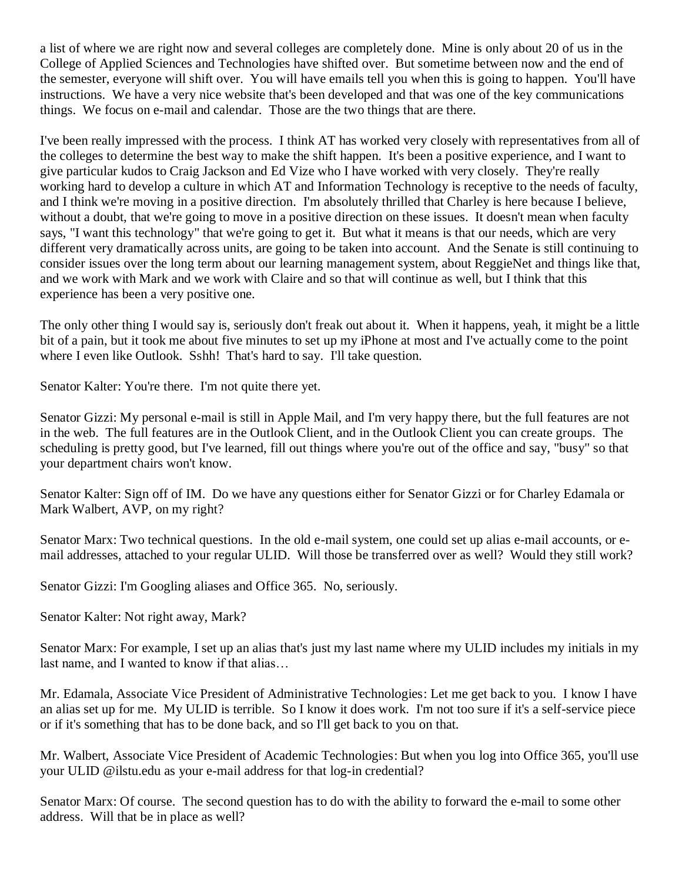a list of where we are right now and several colleges are completely done. Mine is only about 20 of us in the College of Applied Sciences and Technologies have shifted over. But sometime between now and the end of the semester, everyone will shift over. You will have emails tell you when this is going to happen. You'll have instructions. We have a very nice website that's been developed and that was one of the key communications things. We focus on e-mail and calendar. Those are the two things that are there.

I've been really impressed with the process. I think AT has worked very closely with representatives from all of the colleges to determine the best way to make the shift happen. It's been a positive experience, and I want to give particular kudos to Craig Jackson and Ed Vize who I have worked with very closely. They're really working hard to develop a culture in which AT and Information Technology is receptive to the needs of faculty, and I think we're moving in a positive direction. I'm absolutely thrilled that Charley is here because I believe, without a doubt, that we're going to move in a positive direction on these issues. It doesn't mean when faculty says, "I want this technology" that we're going to get it. But what it means is that our needs, which are very different very dramatically across units, are going to be taken into account. And the Senate is still continuing to consider issues over the long term about our learning management system, about ReggieNet and things like that, and we work with Mark and we work with Claire and so that will continue as well, but I think that this experience has been a very positive one.

The only other thing I would say is, seriously don't freak out about it. When it happens, yeah, it might be a little bit of a pain, but it took me about five minutes to set up my iPhone at most and I've actually come to the point where I even like Outlook. Sshh! That's hard to say. I'll take question.

Senator Kalter: You're there. I'm not quite there yet.

Senator Gizzi: My personal e-mail is still in Apple Mail, and I'm very happy there, but the full features are not in the web. The full features are in the Outlook Client, and in the Outlook Client you can create groups. The scheduling is pretty good, but I've learned, fill out things where you're out of the office and say, "busy" so that your department chairs won't know.

Senator Kalter: Sign off of IM. Do we have any questions either for Senator Gizzi or for Charley Edamala or Mark Walbert, AVP, on my right?

Senator Marx: Two technical questions. In the old e-mail system, one could set up alias e-mail accounts, or e-mail addresses, attached to your regular ULID. Will those be transferred over as well? Would they still work?

Senator Gizzi: I'm Googling aliases and Office 365. No, seriously.

Senator Kalter: Not right away, Mark?

Senator Marx: For example, I set up an alias that's just my last name where my ULID includes my initials in my last name, and I wanted to know if that alias…

Mr. Edamala, Associate Vice President of Administrative Technologies: Let me get back to you. I know I have an alias set up for me. My ULID is terrible. So I know it does work. I'm not too sure if it's a self-service piece or if it's something that has to be done back, and so I'll get back to you on that.

Mr. Walbert, Associate Vice President of Academic Technologies: But when you log into Office 365, you'll use your ULID @ilstu.edu as your e-mail address for that log-in credential?

Senator Marx: Of course. The second question has to do with the ability to forward the e-mail to some other address. Will that be in place as well?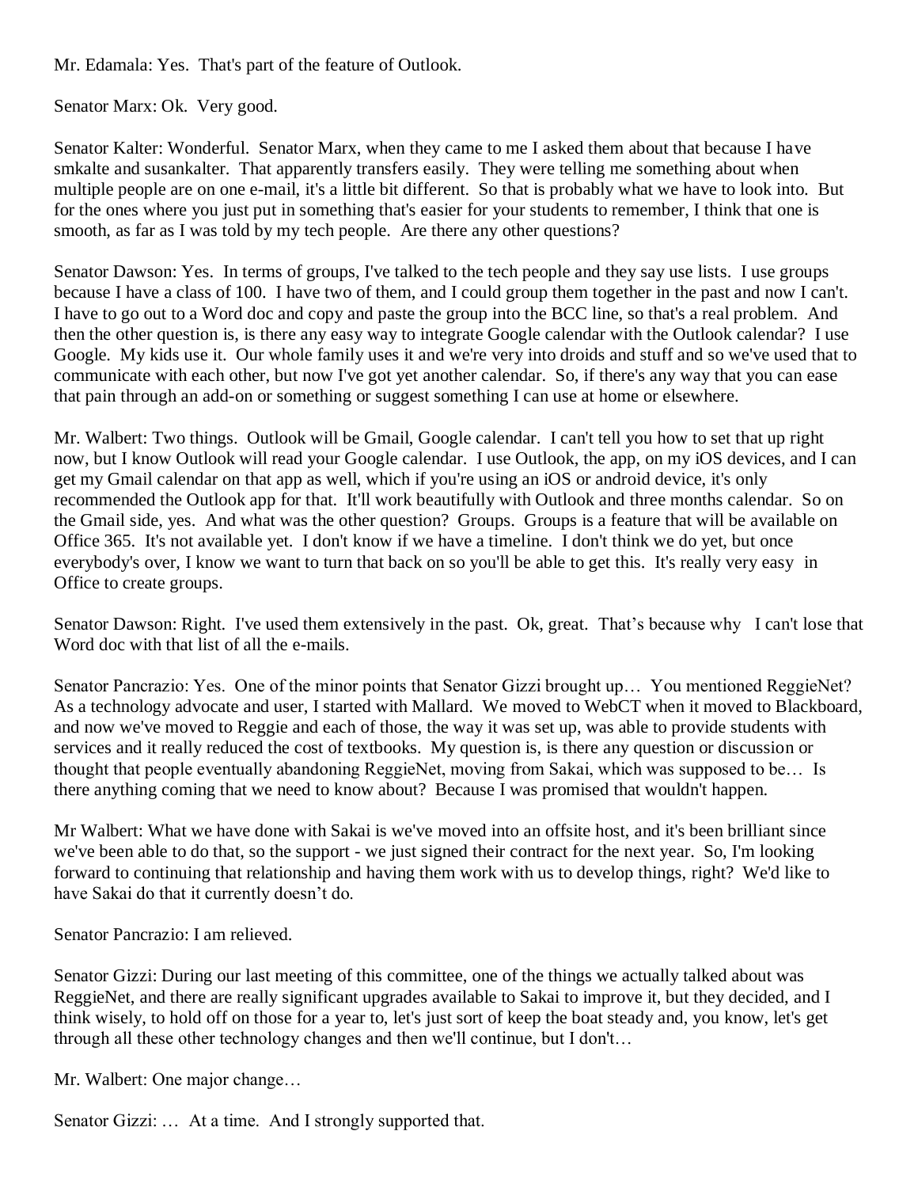Mr. Edamala: Yes. That's part of the feature of Outlook.

Senator Marx: Ok. Very good.

Senator Kalter: Wonderful. Senator Marx, when they came to me I asked them about that because I have smkalte and susankalter. That apparently transfers easily. They were telling me something about when multiple people are on one e-mail, it's a little bit different. So that is probably what we have to look into. But for the ones where you just put in something that's easier for your students to remember, I think that one is smooth, as far as I was told by my tech people. Are there any other questions?

Senator Dawson: Yes. In terms of groups, I've talked to the tech people and they say use lists. I use groups because I have a class of 100. I have two of them, and I could group them together in the past and now I can't. I have to go out to a Word doc and copy and paste the group into the BCC line, so that's a real problem. And then the other question is, is there any easy way to integrate Google calendar with the Outlook calendar? I use Google. My kids use it. Our whole family uses it and we're very into droids and stuff and so we've used that to communicate with each other, but now I've got yet another calendar. So, if there's any way that you can ease that pain through an add-on or something or suggest something I can use at home or elsewhere.

Mr. Walbert: Two things. Outlook will be Gmail, Google calendar. I can't tell you how to set that up right now, but I know Outlook will read your Google calendar. I use Outlook, the app, on my iOS devices, and I can get my Gmail calendar on that app as well, which if you're using an iOS or android device, it's only recommended the Outlook app for that. It'll work beautifully with Outlook and three months calendar. So on the Gmail side, yes. And what was the other question? Groups. Groups is a feature that will be available on Office 365. It's not available yet. I don't know if we have a timeline. I don't think we do yet, but once everybody's over, I know we want to turn that back on so you'll be able to get this. It's really very easy in Office to create groups.

Senator Dawson: Right. I've used them extensively in the past. Ok, great. That's because why I can't lose that Word doc with that list of all the e-mails.

Senator Pancrazio: Yes. One of the minor points that Senator Gizzi brought up… You mentioned ReggieNet? As a technology advocate and user, I started with Mallard. We moved to WebCT when it moved to Blackboard, and now we've moved to Reggie and each of those, the way it was set up, was able to provide students with services and it really reduced the cost of textbooks. My question is, is there any question or discussion or thought that people eventually abandoning ReggieNet, moving from Sakai, which was supposed to be… Is there anything coming that we need to know about? Because I was promised that wouldn't happen.

Mr Walbert: What we have done with Sakai is we've moved into an offsite host, and it's been brilliant since we've been able to do that, so the support - we just signed their contract for the next year. So, I'm looking forward to continuing that relationship and having them work with us to develop things, right? We'd like to have Sakai do that it currently doesn't do.

Senator Pancrazio: I am relieved.

Senator Gizzi: During our last meeting of this committee, one of the things we actually talked about was ReggieNet, and there are really significant upgrades available to Sakai to improve it, but they decided, and I think wisely, to hold off on those for a year to, let's just sort of keep the boat steady and, you know, let's get through all these other technology changes and then we'll continue, but I don't…

Mr. Walbert: One major change…

Senator Gizzi: … At a time. And I strongly supported that.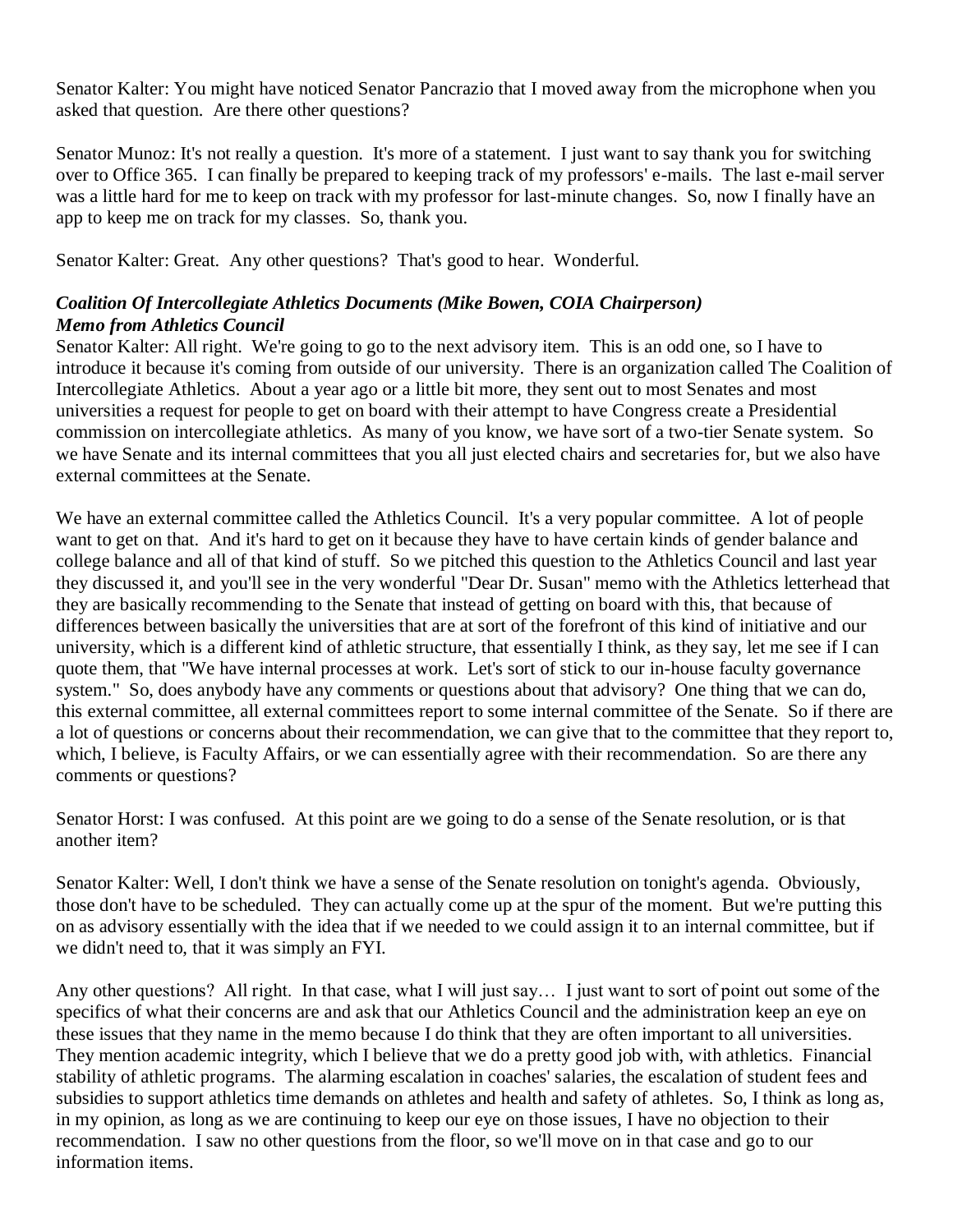Senator Kalter: You might have noticed Senator Pancrazio that I moved away from the microphone when you asked that question. Are there other questions?

Senator Munoz: It's not really a question. It's more of a statement. I just want to say thank you for switching over to Office 365. I can finally be prepared to keeping track of my professors' e-mails. The last e-mail server was a little hard for me to keep on track with my professor for last-minute changes. So, now I finally have an app to keep me on track for my classes. So, thank you.

Senator Kalter: Great. Any other questions? That's good to hear. Wonderful.

***Coalition Of Intercollegiate Athletics Documents (Mike Bowen, COIA Chairperson)***
***Memo from Athletics Council***

Senator Kalter: All right. We're going to go to the next advisory item. This is an odd one, so I have to introduce it because it's coming from outside of our university. There is an organization called The Coalition of Intercollegiate Athletics. About a year ago or a little bit more, they sent out to most Senates and most universities a request for people to get on board with their attempt to have Congress create a Presidential commission on intercollegiate athletics. As many of you know, we have sort of a two-tier Senate system. So we have Senate and its internal committees that you all just elected chairs and secretaries for, but we also have external committees at the Senate.

We have an external committee called the Athletics Council. It's a very popular committee. A lot of people want to get on that. And it's hard to get on it because they have to have certain kinds of gender balance and college balance and all of that kind of stuff. So we pitched this question to the Athletics Council and last year they discussed it, and you'll see in the very wonderful "Dear Dr. Susan" memo with the Athletics letterhead that they are basically recommending to the Senate that instead of getting on board with this, that because of differences between basically the universities that are at sort of the forefront of this kind of initiative and our university, which is a different kind of athletic structure, that essentially I think, as they say, let me see if I can quote them, that "We have internal processes at work. Let's sort of stick to our in-house faculty governance system." So, does anybody have any comments or questions about that advisory? One thing that we can do, this external committee, all external committees report to some internal committee of the Senate. So if there are a lot of questions or concerns about their recommendation, we can give that to the committee that they report to, which, I believe, is Faculty Affairs, or we can essentially agree with their recommendation. So are there any comments or questions?

Senator Horst: I was confused. At this point are we going to do a sense of the Senate resolution, or is that another item?

Senator Kalter: Well, I don't think we have a sense of the Senate resolution on tonight's agenda. Obviously, those don't have to be scheduled. They can actually come up at the spur of the moment. But we're putting this on as advisory essentially with the idea that if we needed to we could assign it to an internal committee, but if we didn't need to, that it was simply an FYI.

Any other questions? All right. In that case, what I will just say… I just want to sort of point out some of the specifics of what their concerns are and ask that our Athletics Council and the administration keep an eye on these issues that they name in the memo because I do think that they are often important to all universities. They mention academic integrity, which I believe that we do a pretty good job with, with athletics. Financial stability of athletic programs. The alarming escalation in coaches' salaries, the escalation of student fees and subsidies to support athletics time demands on athletes and health and safety of athletes. So, I think as long as, in my opinion, as long as we are continuing to keep our eye on those issues, I have no objection to their recommendation. I saw no other questions from the floor, so we'll move on in that case and go to our information items.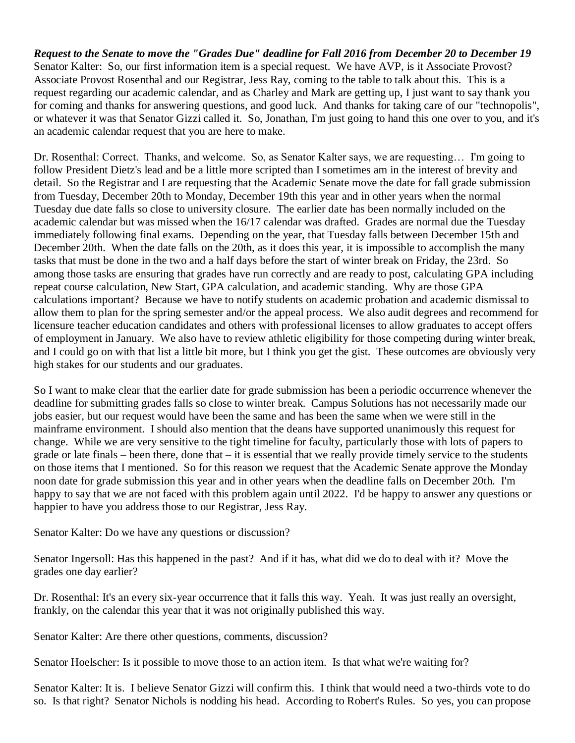***Request to the Senate to move the "Grades Due" deadline for Fall 2016 from December 20 to December 19***

Senator Kalter: So, our first information item is a special request. We have AVP, is it Associate Provost? Associate Provost Rosenthal and our Registrar, Jess Ray, coming to the table to talk about this. This is a request regarding our academic calendar, and as Charley and Mark are getting up, I just want to say thank you for coming and thanks for answering questions, and good luck. And thanks for taking care of our "technopolis", or whatever it was that Senator Gizzi called it. So, Jonathan, I'm just going to hand this one over to you, and it's an academic calendar request that you are here to make.

Dr. Rosenthal: Correct. Thanks, and welcome. So, as Senator Kalter says, we are requesting… I'm going to follow President Dietz's lead and be a little more scripted than I sometimes am in the interest of brevity and detail. So the Registrar and I are requesting that the Academic Senate move the date for fall grade submission from Tuesday, December 20th to Monday, December 19th this year and in other years when the normal Tuesday due date falls so close to university closure. The earlier date has been normally included on the academic calendar but was missed when the 16/17 calendar was drafted. Grades are normal due the Tuesday immediately following final exams. Depending on the year, that Tuesday falls between December 15th and December 20th. When the date falls on the 20th, as it does this year, it is impossible to accomplish the many tasks that must be done in the two and a half days before the start of winter break on Friday, the 23rd. So among those tasks are ensuring that grades have run correctly and are ready to post, calculating GPA including repeat course calculation, New Start, GPA calculation, and academic standing. Why are those GPA calculations important? Because we have to notify students on academic probation and academic dismissal to allow them to plan for the spring semester and/or the appeal process. We also audit degrees and recommend for licensure teacher education candidates and others with professional licenses to allow graduates to accept offers of employment in January. We also have to review athletic eligibility for those competing during winter break, and I could go on with that list a little bit more, but I think you get the gist. These outcomes are obviously very high stakes for our students and our graduates.

So I want to make clear that the earlier date for grade submission has been a periodic occurrence whenever the deadline for submitting grades falls so close to winter break. Campus Solutions has not necessarily made our jobs easier, but our request would have been the same and has been the same when we were still in the mainframe environment. I should also mention that the deans have supported unanimously this request for change. While we are very sensitive to the tight timeline for faculty, particularly those with lots of papers to grade or late finals – been there, done that – it is essential that we really provide timely service to the students on those items that I mentioned. So for this reason we request that the Academic Senate approve the Monday noon date for grade submission this year and in other years when the deadline falls on December 20th. I'm happy to say that we are not faced with this problem again until 2022. I'd be happy to answer any questions or happier to have you address those to our Registrar, Jess Ray.

Senator Kalter: Do we have any questions or discussion?

Senator Ingersoll: Has this happened in the past? And if it has, what did we do to deal with it? Move the grades one day earlier?

Dr. Rosenthal: It's an every six-year occurrence that it falls this way. Yeah. It was just really an oversight, frankly, on the calendar this year that it was not originally published this way.

Senator Kalter: Are there other questions, comments, discussion?

Senator Hoelscher: Is it possible to move those to an action item. Is that what we're waiting for?

Senator Kalter: It is. I believe Senator Gizzi will confirm this. I think that would need a two-thirds vote to do so. Is that right? Senator Nichols is nodding his head. According to Robert's Rules. So yes, you can propose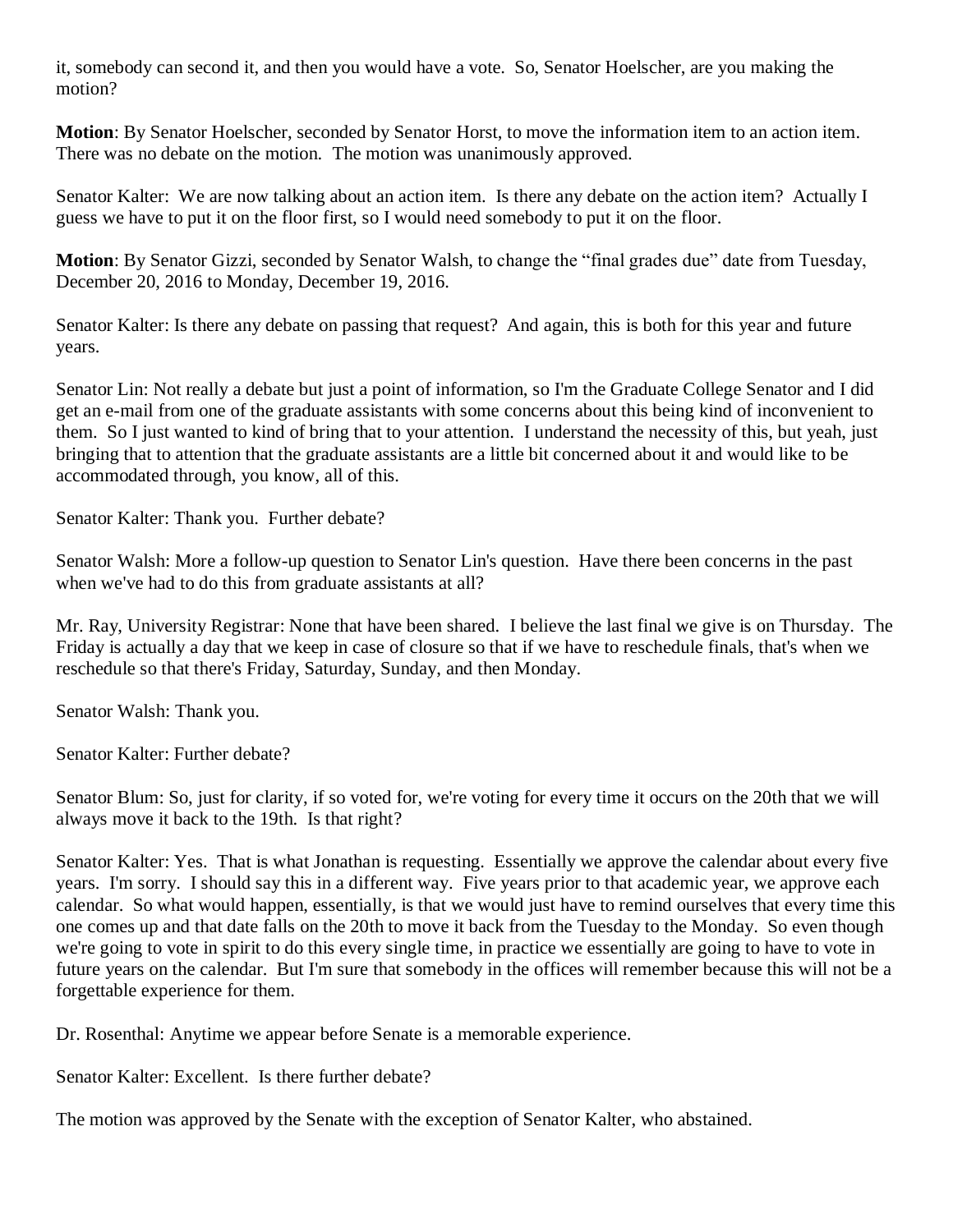it, somebody can second it, and then you would have a vote. So, Senator Hoelscher, are you making the motion?

**Motion**: By Senator Hoelscher, seconded by Senator Horst, to move the information item to an action item. There was no debate on the motion. The motion was unanimously approved.

Senator Kalter: We are now talking about an action item. Is there any debate on the action item? Actually I guess we have to put it on the floor first, so I would need somebody to put it on the floor.

**Motion**: By Senator Gizzi, seconded by Senator Walsh, to change the "final grades due" date from Tuesday, December 20, 2016 to Monday, December 19, 2016.

Senator Kalter: Is there any debate on passing that request? And again, this is both for this year and future years.

Senator Lin: Not really a debate but just a point of information, so I'm the Graduate College Senator and I did get an e-mail from one of the graduate assistants with some concerns about this being kind of inconvenient to them. So I just wanted to kind of bring that to your attention. I understand the necessity of this, but yeah, just bringing that to attention that the graduate assistants are a little bit concerned about it and would like to be accommodated through, you know, all of this.

Senator Kalter: Thank you. Further debate?

Senator Walsh: More a follow-up question to Senator Lin's question. Have there been concerns in the past when we've had to do this from graduate assistants at all?

Mr. Ray, University Registrar: None that have been shared. I believe the last final we give is on Thursday. The Friday is actually a day that we keep in case of closure so that if we have to reschedule finals, that's when we reschedule so that there's Friday, Saturday, Sunday, and then Monday.

Senator Walsh: Thank you.

Senator Kalter: Further debate?

Senator Blum: So, just for clarity, if so voted for, we're voting for every time it occurs on the 20th that we will always move it back to the 19th. Is that right?

Senator Kalter: Yes. That is what Jonathan is requesting. Essentially we approve the calendar about every five years. I'm sorry. I should say this in a different way. Five years prior to that academic year, we approve each calendar. So what would happen, essentially, is that we would just have to remind ourselves that every time this one comes up and that date falls on the 20th to move it back from the Tuesday to the Monday. So even though we're going to vote in spirit to do this every single time, in practice we essentially are going to have to vote in future years on the calendar. But I'm sure that somebody in the offices will remember because this will not be a forgettable experience for them.

Dr. Rosenthal: Anytime we appear before Senate is a memorable experience.

Senator Kalter: Excellent. Is there further debate?

The motion was approved by the Senate with the exception of Senator Kalter, who abstained.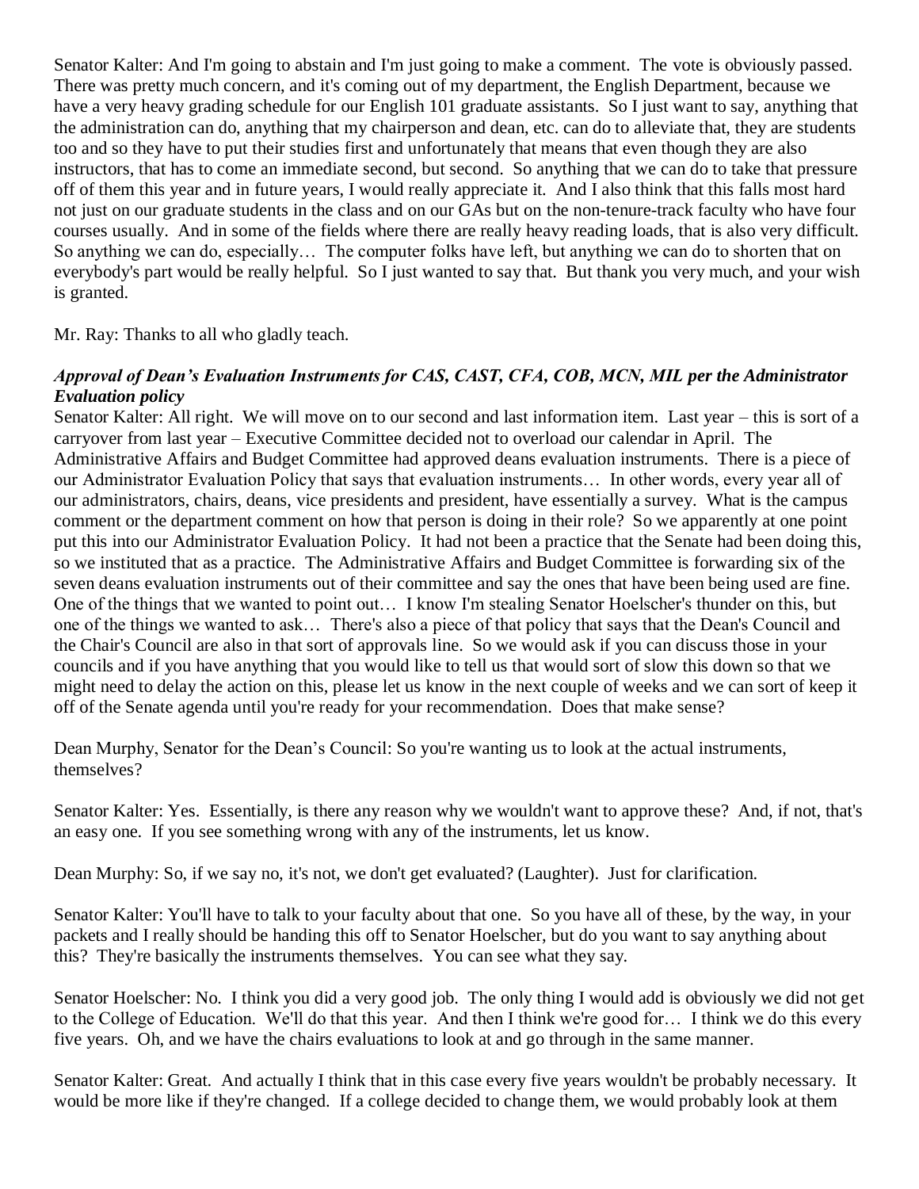Senator Kalter: And I'm going to abstain and I'm just going to make a comment. The vote is obviously passed. There was pretty much concern, and it's coming out of my department, the English Department, because we have a very heavy grading schedule for our English 101 graduate assistants. So I just want to say, anything that the administration can do, anything that my chairperson and dean, etc. can do to alleviate that, they are students too and so they have to put their studies first and unfortunately that means that even though they are also instructors, that has to come an immediate second, but second. So anything that we can do to take that pressure off of them this year and in future years, I would really appreciate it. And I also think that this falls most hard not just on our graduate students in the class and on our GAs but on the non-tenure-track faculty who have four courses usually. And in some of the fields where there are really heavy reading loads, that is also very difficult. So anything we can do, especially… The computer folks have left, but anything we can do to shorten that on everybody's part would be really helpful. So I just wanted to say that. But thank you very much, and your wish is granted.

Mr. Ray: Thanks to all who gladly teach.

***Approval of Dean's Evaluation Instruments for CAS, CAST, CFA, COB, MCN, MIL per the Administrator Evaluation policy***

Senator Kalter: All right. We will move on to our second and last information item. Last year – this is sort of a carryover from last year – Executive Committee decided not to overload our calendar in April. The Administrative Affairs and Budget Committee had approved deans evaluation instruments. There is a piece of our Administrator Evaluation Policy that says that evaluation instruments… In other words, every year all of our administrators, chairs, deans, vice presidents and president, have essentially a survey. What is the campus comment or the department comment on how that person is doing in their role? So we apparently at one point put this into our Administrator Evaluation Policy. It had not been a practice that the Senate had been doing this, so we instituted that as a practice. The Administrative Affairs and Budget Committee is forwarding six of the seven deans evaluation instruments out of their committee and say the ones that have been being used are fine. One of the things that we wanted to point out… I know I'm stealing Senator Hoelscher's thunder on this, but one of the things we wanted to ask… There's also a piece of that policy that says that the Dean's Council and the Chair's Council are also in that sort of approvals line. So we would ask if you can discuss those in your councils and if you have anything that you would like to tell us that would sort of slow this down so that we might need to delay the action on this, please let us know in the next couple of weeks and we can sort of keep it off of the Senate agenda until you're ready for your recommendation. Does that make sense?

Dean Murphy, Senator for the Dean's Council: So you're wanting us to look at the actual instruments, themselves?

Senator Kalter: Yes. Essentially, is there any reason why we wouldn't want to approve these? And, if not, that's an easy one. If you see something wrong with any of the instruments, let us know.

Dean Murphy: So, if we say no, it's not, we don't get evaluated? (Laughter). Just for clarification.

Senator Kalter: You'll have to talk to your faculty about that one. So you have all of these, by the way, in your packets and I really should be handing this off to Senator Hoelscher, but do you want to say anything about this? They're basically the instruments themselves. You can see what they say.

Senator Hoelscher: No. I think you did a very good job. The only thing I would add is obviously we did not get to the College of Education. We'll do that this year. And then I think we're good for… I think we do this every five years. Oh, and we have the chairs evaluations to look at and go through in the same manner.

Senator Kalter: Great. And actually I think that in this case every five years wouldn't be probably necessary. It would be more like if they're changed. If a college decided to change them, we would probably look at them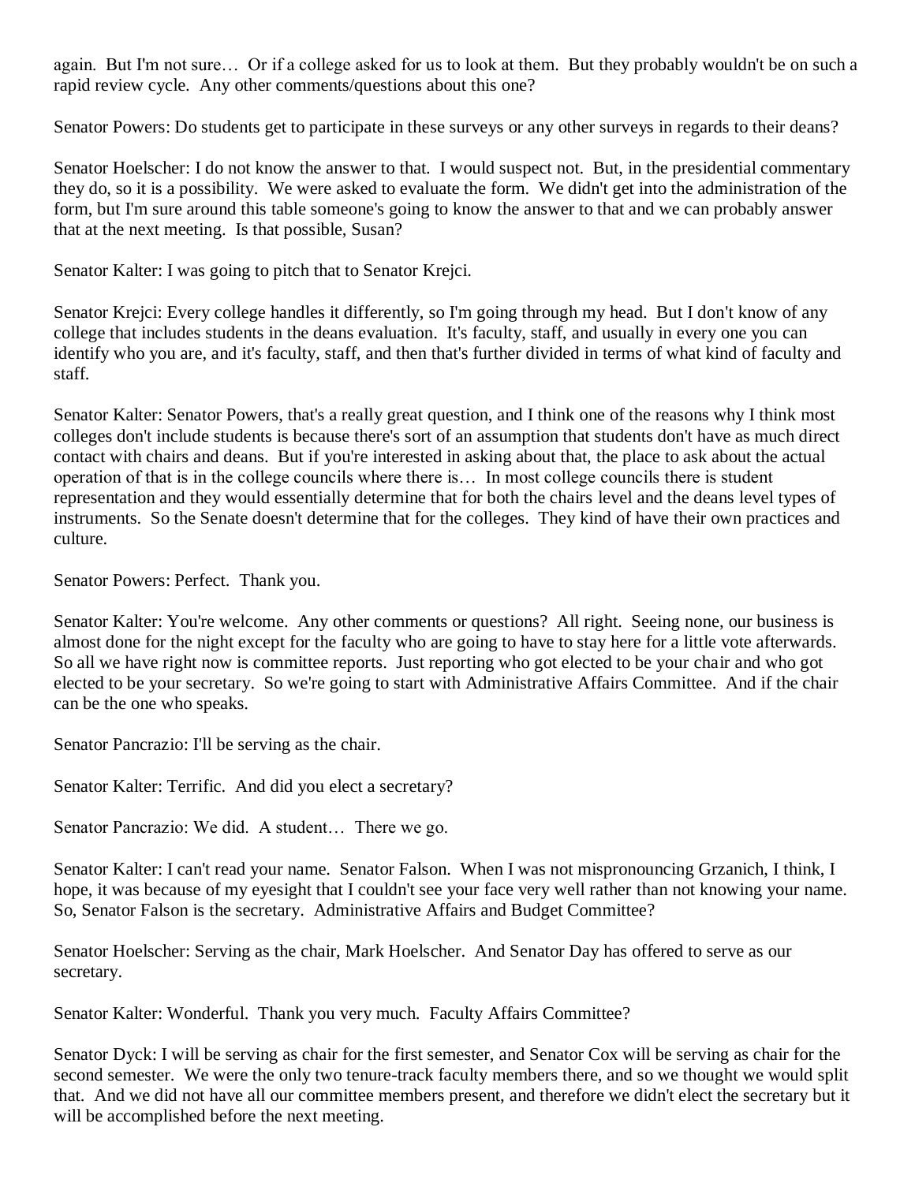again. But I'm not sure… Or if a college asked for us to look at them. But they probably wouldn't be on such a rapid review cycle. Any other comments/questions about this one?

Senator Powers: Do students get to participate in these surveys or any other surveys in regards to their deans?

Senator Hoelscher: I do not know the answer to that. I would suspect not. But, in the presidential commentary they do, so it is a possibility. We were asked to evaluate the form. We didn't get into the administration of the form, but I'm sure around this table someone's going to know the answer to that and we can probably answer that at the next meeting. Is that possible, Susan?

Senator Kalter: I was going to pitch that to Senator Krejci.

Senator Krejci: Every college handles it differently, so I'm going through my head. But I don't know of any college that includes students in the deans evaluation. It's faculty, staff, and usually in every one you can identify who you are, and it's faculty, staff, and then that's further divided in terms of what kind of faculty and staff.

Senator Kalter: Senator Powers, that's a really great question, and I think one of the reasons why I think most colleges don't include students is because there's sort of an assumption that students don't have as much direct contact with chairs and deans. But if you're interested in asking about that, the place to ask about the actual operation of that is in the college councils where there is… In most college councils there is student representation and they would essentially determine that for both the chairs level and the deans level types of instruments. So the Senate doesn't determine that for the colleges. They kind of have their own practices and culture.

Senator Powers: Perfect. Thank you.

Senator Kalter: You're welcome. Any other comments or questions? All right. Seeing none, our business is almost done for the night except for the faculty who are going to have to stay here for a little vote afterwards. So all we have right now is committee reports. Just reporting who got elected to be your chair and who got elected to be your secretary. So we're going to start with Administrative Affairs Committee. And if the chair can be the one who speaks.

Senator Pancrazio: I'll be serving as the chair.

Senator Kalter: Terrific. And did you elect a secretary?

Senator Pancrazio: We did. A student… There we go.

Senator Kalter: I can't read your name. Senator Falson. When I was not mispronouncing Grzanich, I think, I hope, it was because of my eyesight that I couldn't see your face very well rather than not knowing your name. So, Senator Falson is the secretary. Administrative Affairs and Budget Committee?

Senator Hoelscher: Serving as the chair, Mark Hoelscher. And Senator Day has offered to serve as our secretary.

Senator Kalter: Wonderful. Thank you very much. Faculty Affairs Committee?

Senator Dyck: I will be serving as chair for the first semester, and Senator Cox will be serving as chair for the second semester. We were the only two tenure-track faculty members there, and so we thought we would split that. And we did not have all our committee members present, and therefore we didn't elect the secretary but it will be accomplished before the next meeting.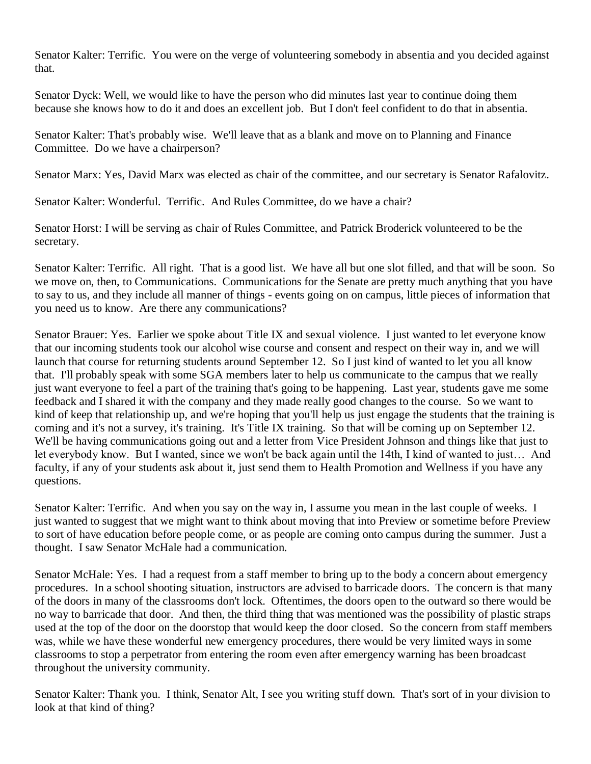Senator Kalter: Terrific. You were on the verge of volunteering somebody in absentia and you decided against that.

Senator Dyck: Well, we would like to have the person who did minutes last year to continue doing them because she knows how to do it and does an excellent job. But I don't feel confident to do that in absentia.

Senator Kalter: That's probably wise. We'll leave that as a blank and move on to Planning and Finance Committee. Do we have a chairperson?

Senator Marx: Yes, David Marx was elected as chair of the committee, and our secretary is Senator Rafalovitz.

Senator Kalter: Wonderful. Terrific. And Rules Committee, do we have a chair?

Senator Horst: I will be serving as chair of Rules Committee, and Patrick Broderick volunteered to be the secretary.

Senator Kalter: Terrific. All right. That is a good list. We have all but one slot filled, and that will be soon. So we move on, then, to Communications. Communications for the Senate are pretty much anything that you have to say to us, and they include all manner of things - events going on on campus, little pieces of information that you need us to know. Are there any communications?

Senator Brauer: Yes. Earlier we spoke about Title IX and sexual violence. I just wanted to let everyone know that our incoming students took our alcohol wise course and consent and respect on their way in, and we will launch that course for returning students around September 12. So I just kind of wanted to let you all know that. I'll probably speak with some SGA members later to help us communicate to the campus that we really just want everyone to feel a part of the training that's going to be happening. Last year, students gave me some feedback and I shared it with the company and they made really good changes to the course. So we want to kind of keep that relationship up, and we're hoping that you'll help us just engage the students that the training is coming and it's not a survey, it's training. It's Title IX training. So that will be coming up on September 12. We'll be having communications going out and a letter from Vice President Johnson and things like that just to let everybody know. But I wanted, since we won't be back again until the 14th, I kind of wanted to just… And faculty, if any of your students ask about it, just send them to Health Promotion and Wellness if you have any questions.

Senator Kalter: Terrific. And when you say on the way in, I assume you mean in the last couple of weeks. I just wanted to suggest that we might want to think about moving that into Preview or sometime before Preview to sort of have education before people come, or as people are coming onto campus during the summer. Just a thought. I saw Senator McHale had a communication.

Senator McHale: Yes. I had a request from a staff member to bring up to the body a concern about emergency procedures. In a school shooting situation, instructors are advised to barricade doors. The concern is that many of the doors in many of the classrooms don't lock. Oftentimes, the doors open to the outward so there would be no way to barricade that door. And then, the third thing that was mentioned was the possibility of plastic straps used at the top of the door on the doorstop that would keep the door closed. So the concern from staff members was, while we have these wonderful new emergency procedures, there would be very limited ways in some classrooms to stop a perpetrator from entering the room even after emergency warning has been broadcast throughout the university community.

Senator Kalter: Thank you. I think, Senator Alt, I see you writing stuff down. That's sort of in your division to look at that kind of thing?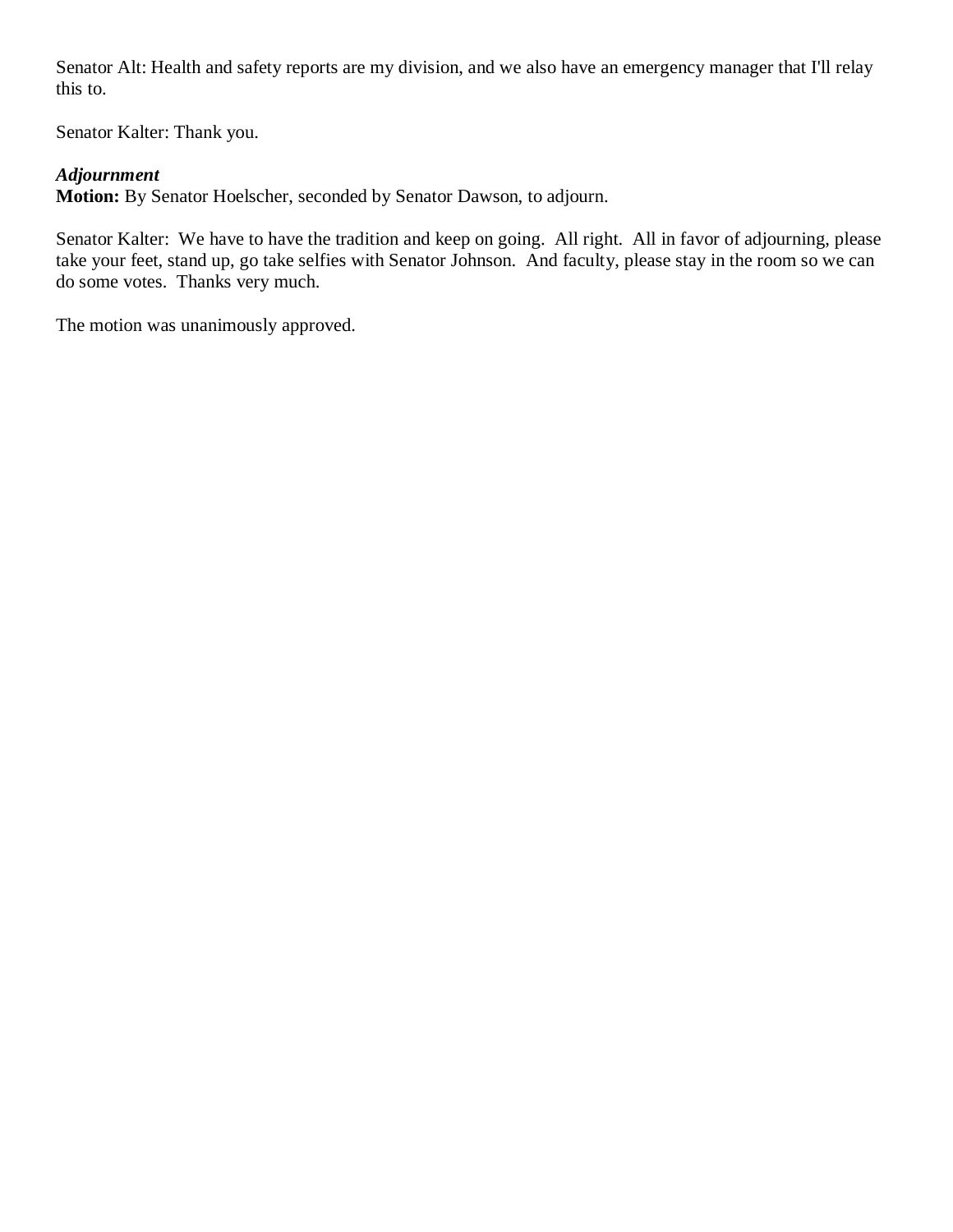Senator Alt: Health and safety reports are my division, and we also have an emergency manager that I'll relay this to.

Senator Kalter: Thank you.

***Adjournment***

**Motion:** By Senator Hoelscher, seconded by Senator Dawson, to adjourn.

Senator Kalter: We have to have the tradition and keep on going. All right. All in favor of adjourning, please take your feet, stand up, go take selfies with Senator Johnson. And faculty, please stay in the room so we can do some votes. Thanks very much.

The motion was unanimously approved.